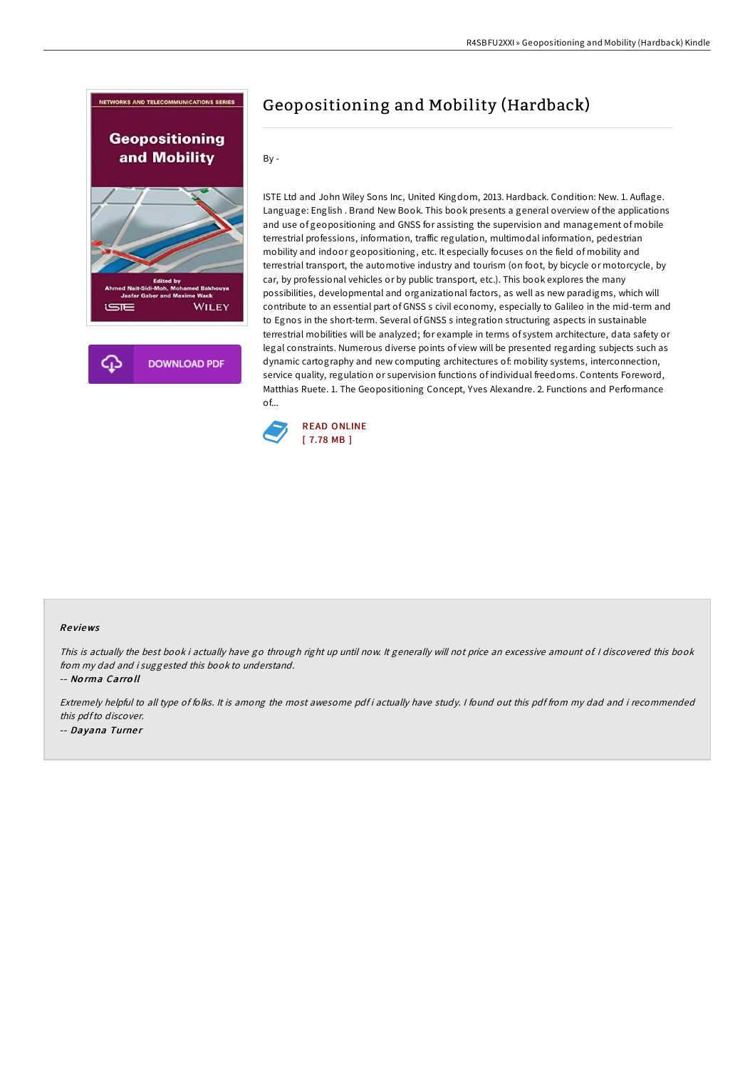# Geopositioning and Mobility (Hardback)

By -

ISTE Ltd and John Wiley Sons Inc, United Kingdom, 2013. Hardback. Condition: New. 1. Auflage. Language: English . Brand New Book. This book presents a general overview of the applications and use of geopositioning and GNSS for assisting the supervision and management of mobile terrestrial professions, information, traffic regulation, multimodal information, pedestrian mobility and indoor geopositioning, etc. It especially focuses on the field of mobility and terrestrial transport, the automotive industry and tourism (on foot, by bicycle or motorcycle, by car, by professional vehicles or by public transport, etc.). This book explores the many possibilities, developmental and organizational factors, as well as new paradigms, which will contribute to an essential part of GNSS s civil economy, especially to Galileo in the mid-term and to Egnos in the short-term. Several of GNSS s integration structuring aspects in sustainable terrestrial mobilities will be analyzed; for example in terms of system architecture, data safety or legal constraints. Numerous diverse points of view will be presented regarding subjects such as dynamic cartography and new computing architectures of: mobility systems, interconnection, service quality, regulation or supervision functions of individual freedoms. Contents Foreword, Matthias Ruete. 1. The Geopositioning Concept, Yves Alexandre. 2. Functions and Performance of...

READ ONLINE
[ 7.78 MB ]

## Reviews

*This is actually the best book i actually have go through right up until now. It generally will not price an excessive amount of. I discovered this book from my dad and i suggested this book to understand.*

-- *Norma Carroll*

*Extremely helpful to all type of folks. It is among the most awesome pdf i actually have study. I found out this pdf from my dad and i recommended this pdf to discover.*

-- *Dayana Turner*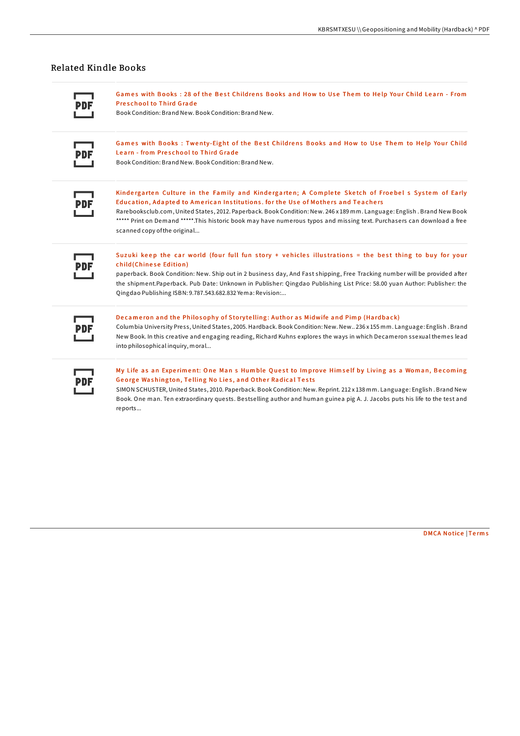## Related Kindle Books

**Games with Books : 28 of the Best Childrens Books and How to Use Them to Help Your Child Learn - From Preschool to Third Grade**

Book Condition: Brand New. Book Condition: Brand New.

**Games with Books : Twenty-Eight of the Best Childrens Books and How to Use Them to Help Your Child Learn - from Preschool to Third Grade**

Book Condition: Brand New. Book Condition: Brand New.

**Kindergarten Culture in the Family and Kindergarten; A Complete Sketch of Froebel s System of Early Education, Adapted to American Institutions. for the Use of Mothers and Teachers**

Rarebooksclub.com, United States, 2012. Paperback. Book Condition: New. 246 x 189 mm. Language: English . Brand New Book ***** Print on Demand *****.This historic book may have numerous typos and missing text. Purchasers can download a free scanned copy of the original...

**Suzuki keep the car world (four full fun story + vehicles illustrations = the best thing to buy for your child(Chinese Edition)**

paperback. Book Condition: New. Ship out in 2 business day, And Fast shipping, Free Tracking number will be provided after the shipment.Paperback. Pub Date: Unknown in Publisher: Qingdao Publishing List Price: 58.00 yuan Author: Publisher: the Qingdao Publishing ISBN: 9.787.543.682.832 Yema: Revision:...

**Decameron and the Philosophy of Storytelling: Author as Midwife and Pimp (Hardback)**

Columbia University Press, United States, 2005. Hardback. Book Condition: New. New.. 236 x 155 mm. Language: English . Brand New Book. In this creative and engaging reading, Richard Kuhns explores the ways in which Decameron ssexual themes lead into philosophical inquiry, moral...

**My Life as an Experiment: One Man s Humble Quest to Improve Himself by Living as a Woman, Becoming George Washington, Telling No Lies, and Other Radical Tests**

SIMON SCHUSTER, United States, 2010. Paperback. Book Condition: New. Reprint. 212 x 138 mm. Language: English . Brand New Book. One man. Ten extraordinary quests. Bestselling author and human guinea pig A. J. Jacobs puts his life to the test and reports...

DMCA Notice | Terms